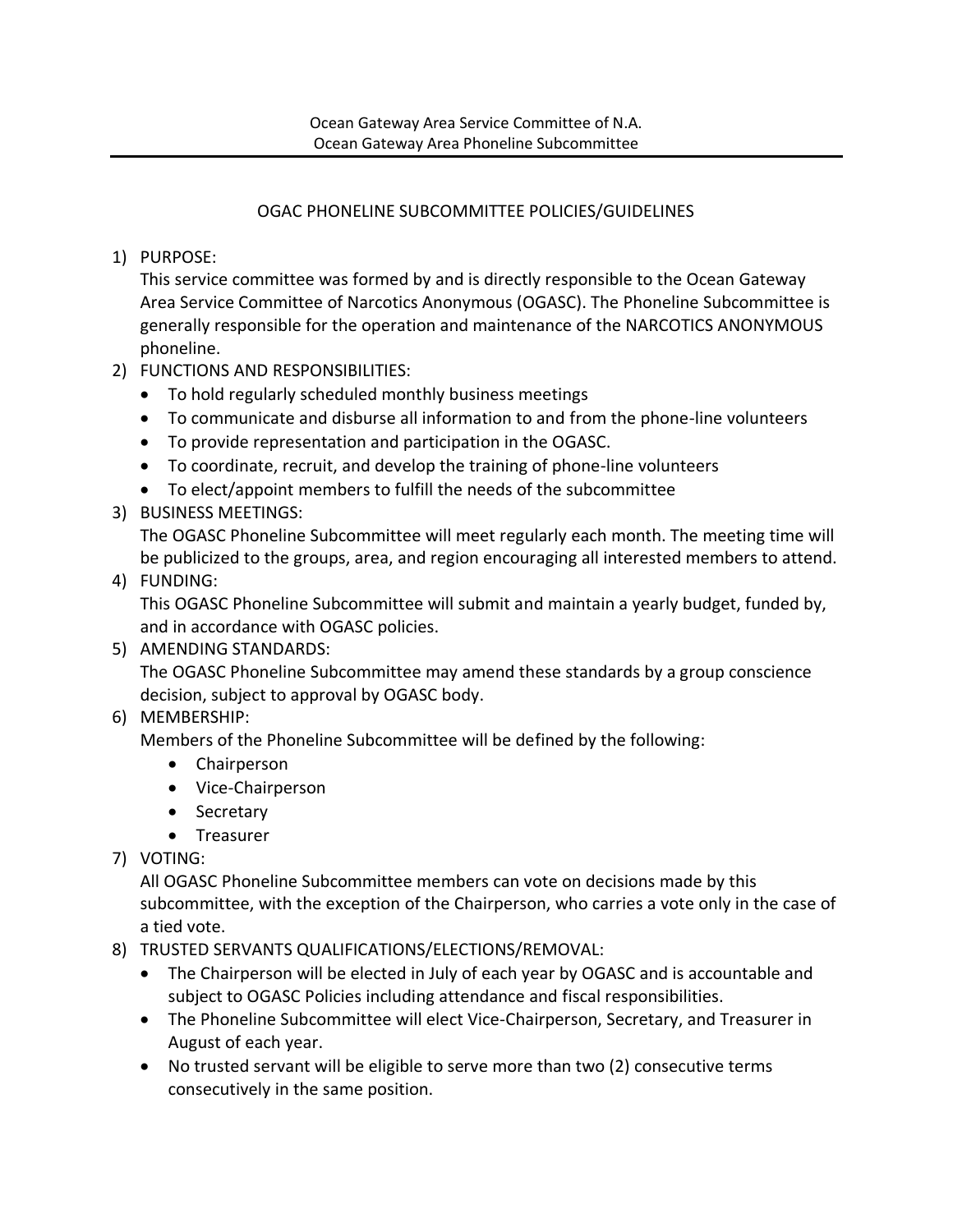Ocean Gateway Area Service Committee of N.A.
Ocean Gateway Area Phoneline Subcommittee

# OGAC PHONELINE SUBCOMMITTEE POLICIES/GUIDELINES

1) PURPOSE:
   This service committee was formed by and is directly responsible to the Ocean Gateway Area Service Committee of Narcotics Anonymous (OGASC). The Phoneline Subcommittee is generally responsible for the operation and maintenance of the NARCOTICS ANONYMOUS phoneline.
2) FUNCTIONS AND RESPONSIBILITIES:
   - To hold regularly scheduled monthly business meetings
   - To communicate and disburse all information to and from the phone-line volunteers
   - To provide representation and participation in the OGASC.
   - To coordinate, recruit, and develop the training of phone-line volunteers
   - To elect/appoint members to fulfill the needs of the subcommittee
3) BUSINESS MEETINGS:
   The OGASC Phoneline Subcommittee will meet regularly each month. The meeting time will be publicized to the groups, area, and region encouraging all interested members to attend.
4) FUNDING:
   This OGASC Phoneline Subcommittee will submit and maintain a yearly budget, funded by, and in accordance with OGASC policies.
5) AMENDING STANDARDS:
   The OGASC Phoneline Subcommittee may amend these standards by a group conscience decision, subject to approval by OGASC body.
6) MEMBERSHIP:
   Members of the Phoneline Subcommittee will be defined by the following:
   - Chairperson
   - Vice-Chairperson
   - Secretary
   - Treasurer
7) VOTING:
   All OGASC Phoneline Subcommittee members can vote on decisions made by this subcommittee, with the exception of the Chairperson, who carries a vote only in the case of a tied vote.
8) TRUSTED SERVANTS QUALIFICATIONS/ELECTIONS/REMOVAL:
   - The Chairperson will be elected in July of each year by OGASC and is accountable and subject to OGASC Policies including attendance and fiscal responsibilities.
   - The Phoneline Subcommittee will elect Vice-Chairperson, Secretary, and Treasurer in August of each year.
   - No trusted servant will be eligible to serve more than two (2) consecutive terms consecutively in the same position.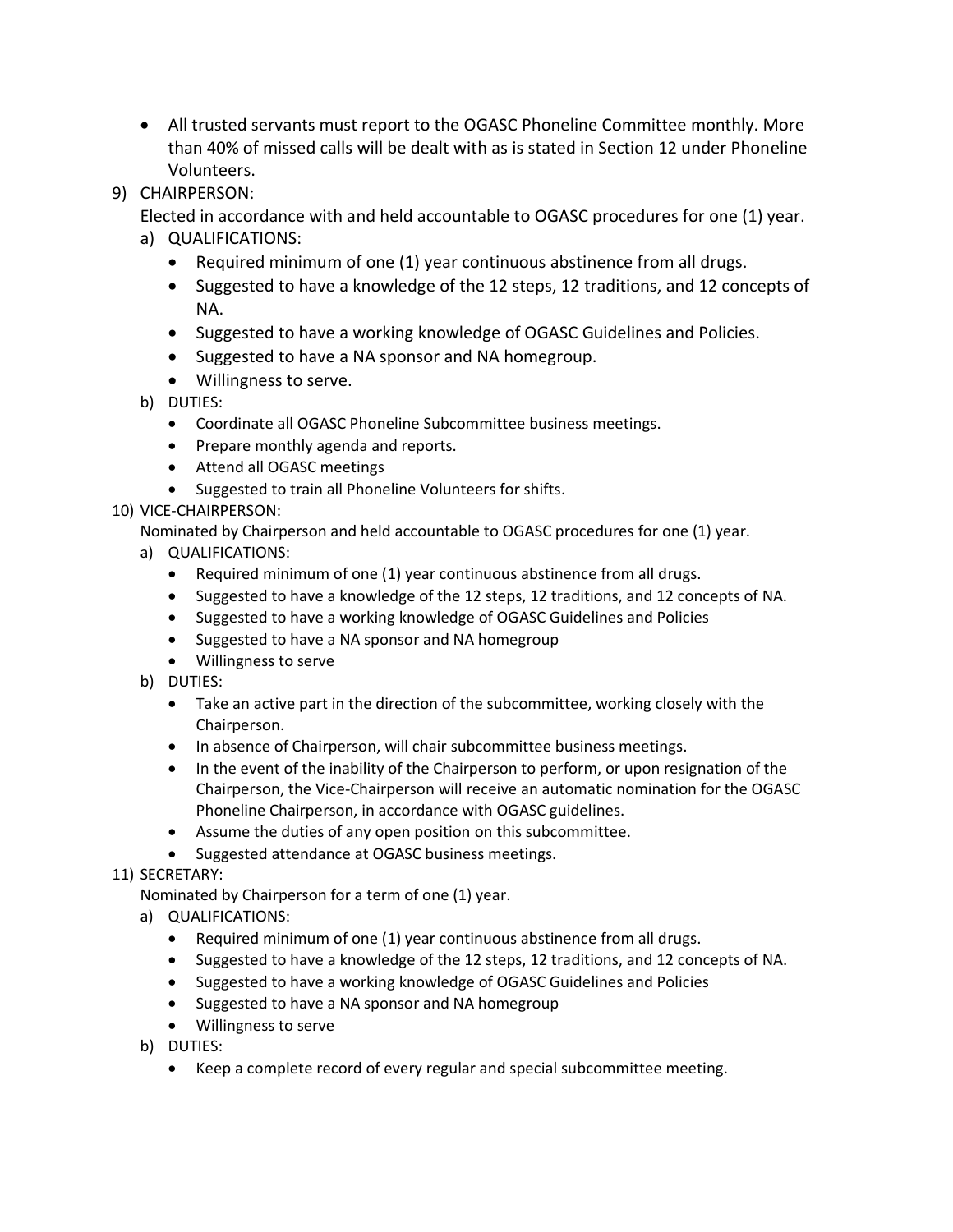- All trusted servants must report to the OGASC Phoneline Committee monthly. More than 40% of missed calls will be dealt with as is stated in Section 12 under Phoneline Volunteers.

9) CHAIRPERSON:
   Elected in accordance with and held accountable to OGASC procedures for one (1) year.
   a) QUALIFICATIONS:
      - Required minimum of one (1) year continuous abstinence from all drugs.
      - Suggested to have a knowledge of the 12 steps, 12 traditions, and 12 concepts of NA.
      - Suggested to have a working knowledge of OGASC Guidelines and Policies.
      - Suggested to have a NA sponsor and NA homegroup.
      - Willingness to serve.
   b) DUTIES:
      - Coordinate all OGASC Phoneline Subcommittee business meetings.
      - Prepare monthly agenda and reports.
      - Attend all OGASC meetings
      - Suggested to train all Phoneline Volunteers for shifts.

10) VICE-CHAIRPERSON:
    Nominated by Chairperson and held accountable to OGASC procedures for one (1) year.
    a) QUALIFICATIONS:
       - Required minimum of one (1) year continuous abstinence from all drugs.
       - Suggested to have a knowledge of the 12 steps, 12 traditions, and 12 concepts of NA.
       - Suggested to have a working knowledge of OGASC Guidelines and Policies
       - Suggested to have a NA sponsor and NA homegroup
       - Willingness to serve
    b) DUTIES:
       - Take an active part in the direction of the subcommittee, working closely with the Chairperson.
       - In absence of Chairperson, will chair subcommittee business meetings.
       - In the event of the inability of the Chairperson to perform, or upon resignation of the Chairperson, the Vice-Chairperson will receive an automatic nomination for the OGASC Phoneline Chairperson, in accordance with OGASC guidelines.
       - Assume the duties of any open position on this subcommittee.
       - Suggested attendance at OGASC business meetings.

11) SECRETARY:
    Nominated by Chairperson for a term of one (1) year.
    a) QUALIFICATIONS:
       - Required minimum of one (1) year continuous abstinence from all drugs.
       - Suggested to have a knowledge of the 12 steps, 12 traditions, and 12 concepts of NA.
       - Suggested to have a working knowledge of OGASC Guidelines and Policies
       - Suggested to have a NA sponsor and NA homegroup
       - Willingness to serve
    b) DUTIES:
       - Keep a complete record of every regular and special subcommittee meeting.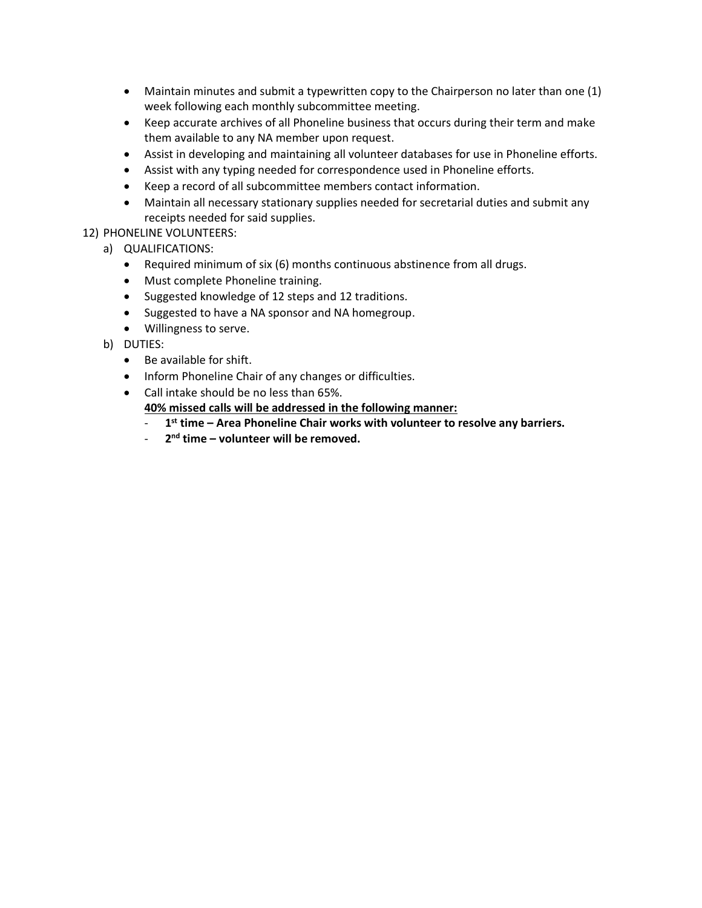- Maintain minutes and submit a typewritten copy to the Chairperson no later than one (1) week following each monthly subcommittee meeting.
- Keep accurate archives of all Phoneline business that occurs during their term and make them available to any NA member upon request.
- Assist in developing and maintaining all volunteer databases for use in Phoneline efforts.
- Assist with any typing needed for correspondence used in Phoneline efforts.
- Keep a record of all subcommittee members contact information.
- Maintain all necessary stationary supplies needed for secretarial duties and submit any receipts needed for said supplies.

12) PHONELINE VOLUNTEERS:

   a) QUALIFICATIONS:
      - Required minimum of six (6) months continuous abstinence from all drugs.
      - Must complete Phoneline training.
      - Suggested knowledge of 12 steps and 12 traditions.
      - Suggested to have a NA sponsor and NA homegroup.
      - Willingness to serve.

   b) DUTIES:
      - Be available for shift.
      - Inform Phoneline Chair of any changes or difficulties.
      - Call intake should be no less than 65%.

        **<u>40% missed calls will be addressed in the following manner:</u>**

        - **1st time – Area Phoneline Chair works with volunteer to resolve any barriers.**
        - **2nd time – volunteer will be removed.**